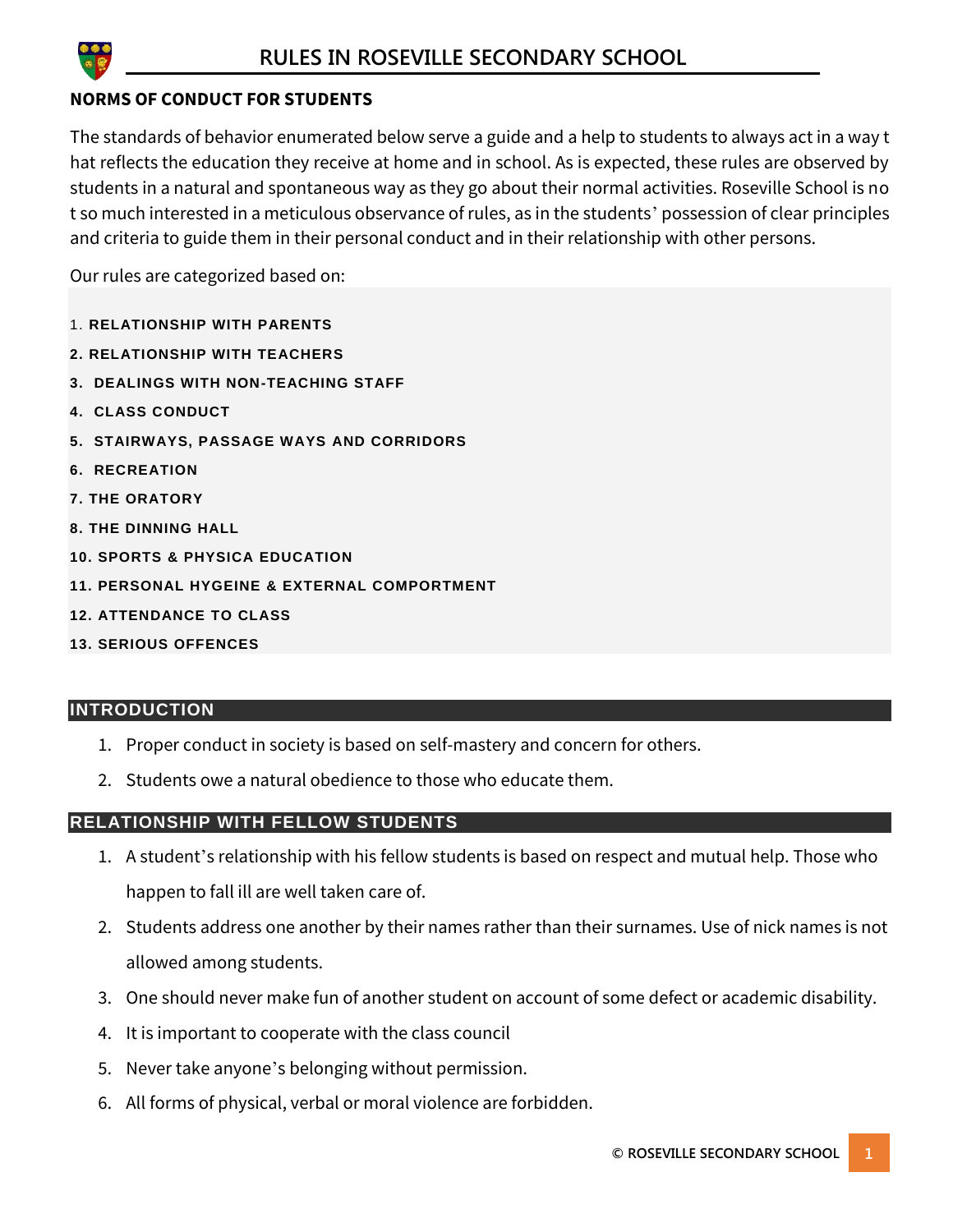# RULES IN ROSEVILLE SECONDARY SCHOOL

**NORMS OF CONDUCT FOR STUDENTS**

The standards of behavior enumerated below serve a guide and a help to students to always act in a way that reflects the education they receive at home and in school. As is expected, these rules are observed by students in a natural and spontaneous way as they go about their normal activities. Roseville School is not so much interested in a meticulous observance of rules, as in the students' possession of clear principles and criteria to guide them in their personal conduct and in their relationship with other persons.

Our rules are categorized based on:

1. **RELATIONSHIP WITH PARENTS**
2. **RELATIONSHIP WITH TEACHERS**
3. **DEALINGS WITH NON-TEACHING STAFF**
4. **CLASS CONDUCT**
5. **STAIRWAYS, PASSAGE WAYS AND CORRIDORS**
6. **RECREATION**
7. **THE ORATORY**
8. **THE DINNING HALL**
10. **SPORTS & PHYSICA EDUCATION**
11. **PERSONAL HYGEINE & EXTERNAL COMPORTMENT**
12. **ATTENDANCE TO CLASS**
13. **SERIOUS OFFENCES**

## INTRODUCTION

1. Proper conduct in society is based on self-mastery and concern for others.
2. Students owe a natural obedience to those who educate them.

## RELATIONSHIP WITH FELLOW STUDENTS

1. A student's relationship with his fellow students is based on respect and mutual help. Those who happen to fall ill are well taken care of.
2. Students address one another by their names rather than their surnames. Use of nick names is not allowed among students.
3. One should never make fun of another student on account of some defect or academic disability.
4. It is important to cooperate with the class council
5. Never take anyone's belonging without permission.
6. All forms of physical, verbal or moral violence are forbidden.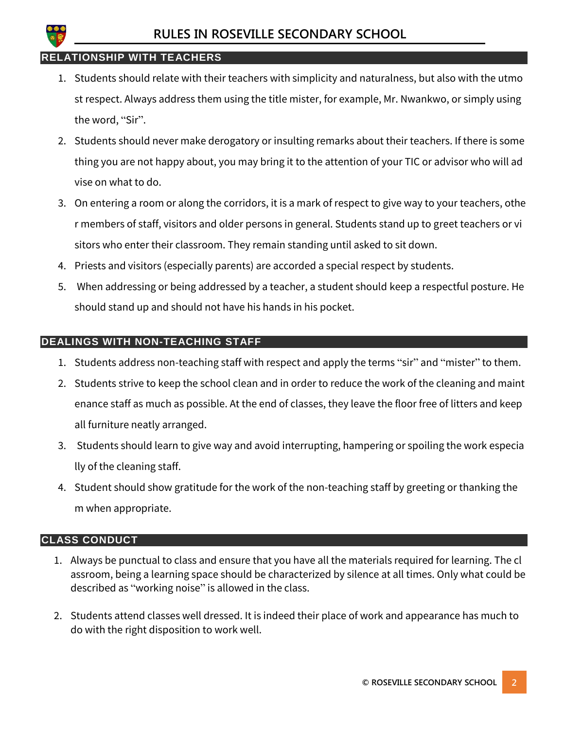# RULES IN ROSEVILLE SECONDARY SCHOOL

## RELATIONSHIP WITH TEACHERS

1. Students should relate with their teachers with simplicity and naturalness, but also with the utmost respect. Always address them using the title mister, for example, Mr. Nwankwo, or simply using the word, "Sir".
2. Students should never make derogatory or insulting remarks about their teachers. If there is something you are not happy about, you may bring it to the attention of your TIC or advisor who will advise on what to do.
3. On entering a room or along the corridors, it is a mark of respect to give way to your teachers, other members of staff, visitors and older persons in general. Students stand up to greet teachers or visitors who enter their classroom. They remain standing until asked to sit down.
4. Priests and visitors (especially parents) are accorded a special respect by students.
5. When addressing or being addressed by a teacher, a student should keep a respectful posture. He should stand up and should not have his hands in his pocket.

## DEALINGS WITH NON-TEACHING STAFF

1. Students address non-teaching staff with respect and apply the terms "sir" and "mister" to them.
2. Students strive to keep the school clean and in order to reduce the work of the cleaning and maintenance staff as much as possible. At the end of classes, they leave the floor free of litters and keep all furniture neatly arranged.
3. Students should learn to give way and avoid interrupting, hampering or spoiling the work especially of the cleaning staff.
4. Student should show gratitude for the work of the non-teaching staff by greeting or thanking them when appropriate.

## CLASS CONDUCT

1. Always be punctual to class and ensure that you have all the materials required for learning. The classroom, being a learning space should be characterized by silence at all times. Only what could be described as "working noise" is allowed in the class.
2. Students attend classes well dressed. It is indeed their place of work and appearance has much to do with the right disposition to work well.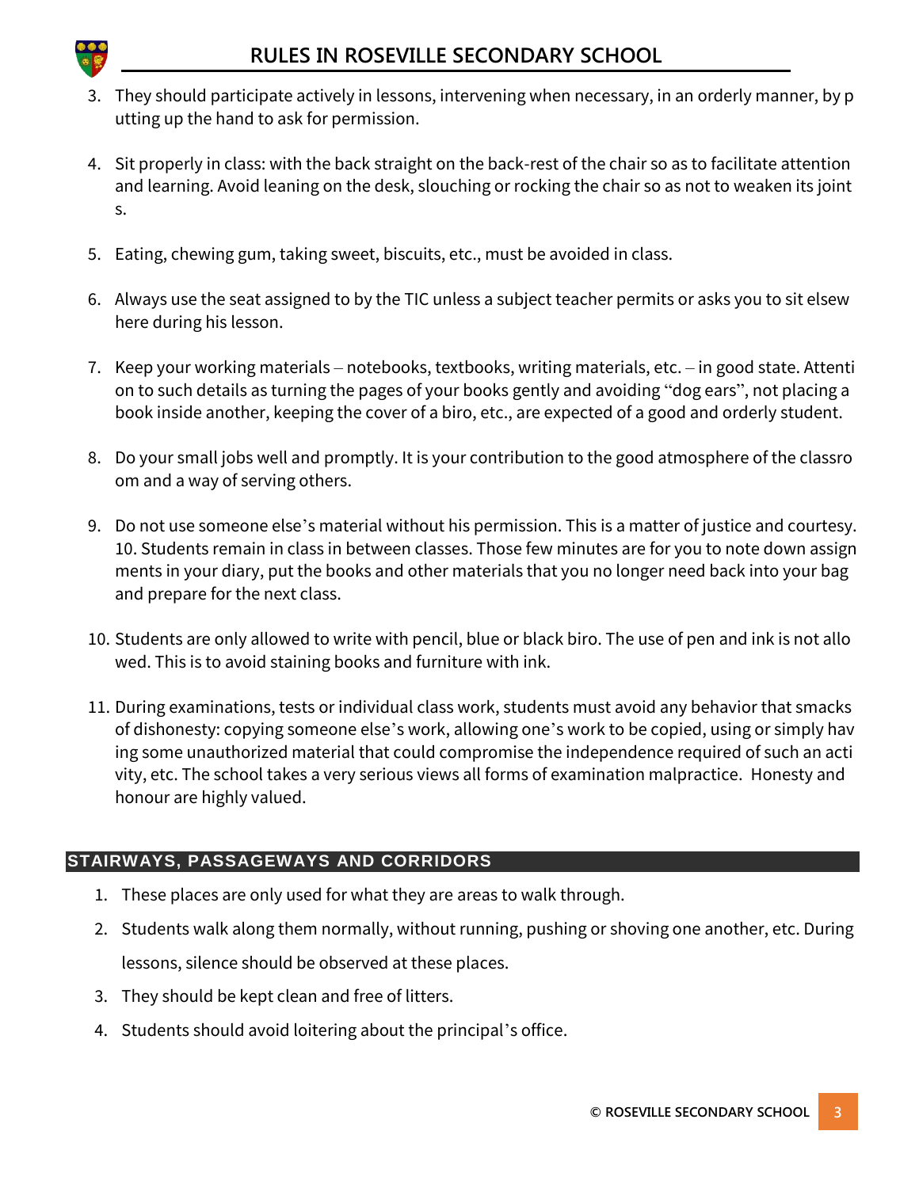3. They should participate actively in lessons, intervening when necessary, in an orderly manner, by putting up the hand to ask for permission.

4. Sit properly in class: with the back straight on the back-rest of the chair so as to facilitate attention and learning. Avoid leaning on the desk, slouching or rocking the chair so as not to weaken its joints.

5. Eating, chewing gum, taking sweet, biscuits, etc., must be avoided in class.

6. Always use the seat assigned to by the TIC unless a subject teacher permits or asks you to sit elsewhere during his lesson.

7. Keep your working materials – notebooks, textbooks, writing materials, etc. – in good state. Attention to such details as turning the pages of your books gently and avoiding "dog ears", not placing a book inside another, keeping the cover of a biro, etc., are expected of a good and orderly student.

8. Do your small jobs well and promptly. It is your contribution to the good atmosphere of the classroom and a way of serving others.

9. Do not use someone else's material without his permission. This is a matter of justice and courtesy. 10. Students remain in class in between classes. Those few minutes are for you to note down assignments in your diary, put the books and other materials that you no longer need back into your bag and prepare for the next class.

10. Students are only allowed to write with pencil, blue or black biro. The use of pen and ink is not allowed. This is to avoid staining books and furniture with ink.

11. During examinations, tests or individual class work, students must avoid any behavior that smacks of dishonesty: copying someone else's work, allowing one's work to be copied, using or simply having some unauthorized material that could compromise the independence required of such an activity, etc. The school takes a very serious views all forms of examination malpractice. Honesty and honour are highly valued.

## STAIRWAYS, PASSAGEWAYS AND CORRIDORS

1. These places are only used for what they are areas to walk through.
2. Students walk along them normally, without running, pushing or shoving one another, etc. During lessons, silence should be observed at these places.
3. They should be kept clean and free of litters.
4. Students should avoid loitering about the principal's office.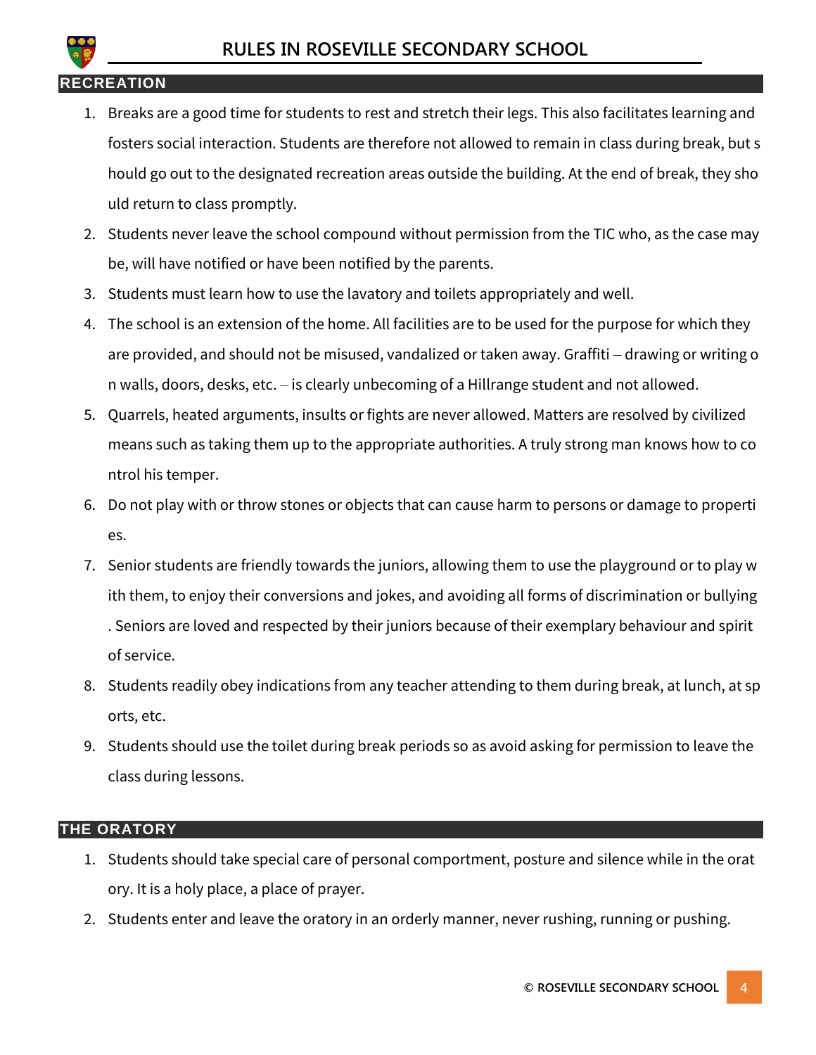## RECREATION

1. Breaks are a good time for students to rest and stretch their legs. This also facilitates learning and fosters social interaction. Students are therefore not allowed to remain in class during break, but should go out to the designated recreation areas outside the building. At the end of break, they should return to class promptly.
2. Students never leave the school compound without permission from the TIC who, as the case may be, will have notified or have been notified by the parents.
3. Students must learn how to use the lavatory and toilets appropriately and well.
4. The school is an extension of the home. All facilities are to be used for the purpose for which they are provided, and should not be misused, vandalized or taken away. Graffiti – drawing or writing on walls, doors, desks, etc. – is clearly unbecoming of a Hillrange student and not allowed.
5. Quarrels, heated arguments, insults or fights are never allowed. Matters are resolved by civilized means such as taking them up to the appropriate authorities. A truly strong man knows how to control his temper.
6. Do not play with or throw stones or objects that can cause harm to persons or damage to properties.
7. Senior students are friendly towards the juniors, allowing them to use the playground or to play with them, to enjoy their conversions and jokes, and avoiding all forms of discrimination or bullying. Seniors are loved and respected by their juniors because of their exemplary behaviour and spirit of service.
8. Students readily obey indications from any teacher attending to them during break, at lunch, at sports, etc.
9. Students should use the toilet during break periods so as avoid asking for permission to leave the class during lessons.

## THE ORATORY

1. Students should take special care of personal comportment, posture and silence while in the oratory. It is a holy place, a place of prayer.
2. Students enter and leave the oratory in an orderly manner, never rushing, running or pushing.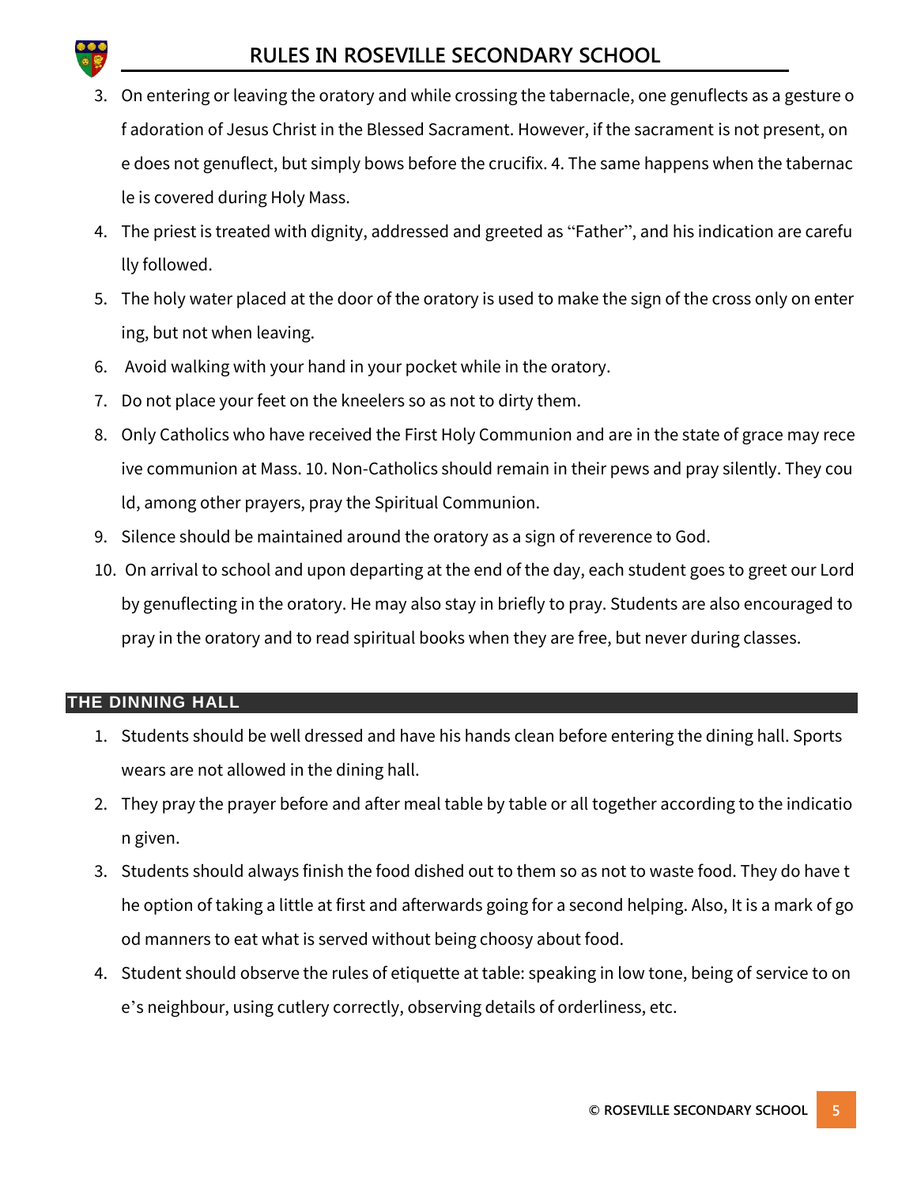3. On entering or leaving the oratory and while crossing the tabernacle, one genuflects as a gesture of adoration of Jesus Christ in the Blessed Sacrament. However, if the sacrament is not present, one does not genuflect, but simply bows before the crucifix. 4. The same happens when the tabernacle is covered during Holy Mass.
4. The priest is treated with dignity, addressed and greeted as "Father", and his indication are carefully followed.
5. The holy water placed at the door of the oratory is used to make the sign of the cross only on entering, but not when leaving.
6. Avoid walking with your hand in your pocket while in the oratory.
7. Do not place your feet on the kneelers so as not to dirty them.
8. Only Catholics who have received the First Holy Communion and are in the state of grace may receive communion at Mass. 10. Non-Catholics should remain in their pews and pray silently. They could, among other prayers, pray the Spiritual Communion.
9. Silence should be maintained around the oratory as a sign of reverence to God.
10. On arrival to school and upon departing at the end of the day, each student goes to greet our Lord by genuflecting in the oratory. He may also stay in briefly to pray. Students are also encouraged to pray in the oratory and to read spiritual books when they are free, but never during classes.

## THE DINNING HALL

1. Students should be well dressed and have his hands clean before entering the dining hall. Sports wears are not allowed in the dining hall.
2. They pray the prayer before and after meal table by table or all together according to the indication given.
3. Students should always finish the food dished out to them so as not to waste food. They do have the option of taking a little at first and afterwards going for a second helping. Also, It is a mark of good manners to eat what is served without being choosy about food.
4. Student should observe the rules of etiquette at table: speaking in low tone, being of service to one's neighbour, using cutlery correctly, observing details of orderliness, etc.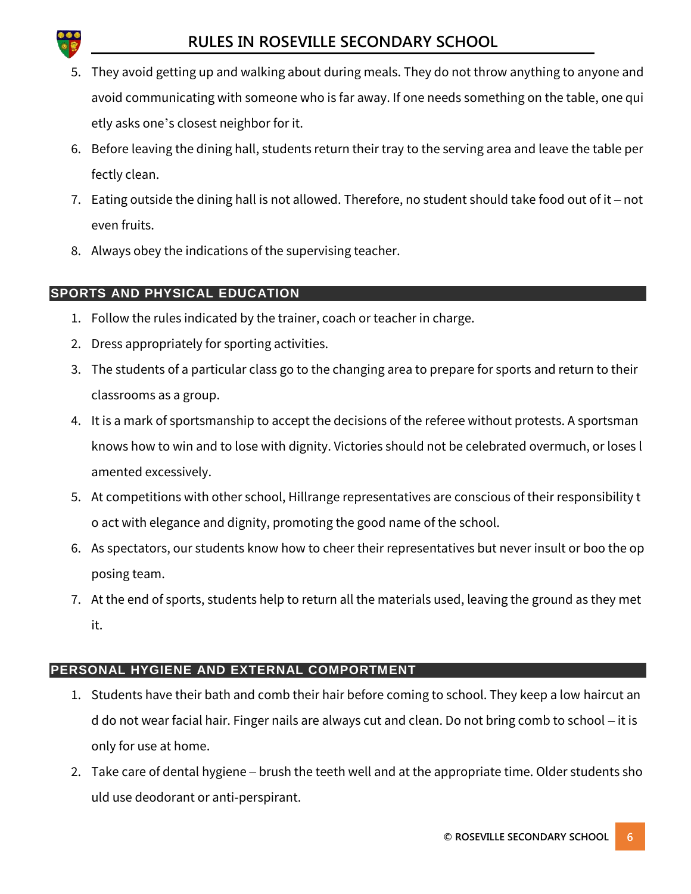5. They avoid getting up and walking about during meals. They do not throw anything to anyone and avoid communicating with someone who is far away. If one needs something on the table, one quietly asks one's closest neighbor for it.
6. Before leaving the dining hall, students return their tray to the serving area and leave the table perfectly clean.
7. Eating outside the dining hall is not allowed. Therefore, no student should take food out of it – not even fruits.
8. Always obey the indications of the supervising teacher.

## SPORTS AND PHYSICAL EDUCATION

1. Follow the rules indicated by the trainer, coach or teacher in charge.
2. Dress appropriately for sporting activities.
3. The students of a particular class go to the changing area to prepare for sports and return to their classrooms as a group.
4. It is a mark of sportsmanship to accept the decisions of the referee without protests. A sportsman knows how to win and to lose with dignity. Victories should not be celebrated overmuch, or loses lamented excessively.
5. At competitions with other school, Hillrange representatives are conscious of their responsibility to act with elegance and dignity, promoting the good name of the school.
6. As spectators, our students know how to cheer their representatives but never insult or boo the opposing team.
7. At the end of sports, students help to return all the materials used, leaving the ground as they met it.

## PERSONAL HYGIENE AND EXTERNAL COMPORTMENT

1. Students have their bath and comb their hair before coming to school. They keep a low haircut and do not wear facial hair. Finger nails are always cut and clean. Do not bring comb to school – it is only for use at home.
2. Take care of dental hygiene – brush the teeth well and at the appropriate time. Older students should use deodorant or anti-perspirant.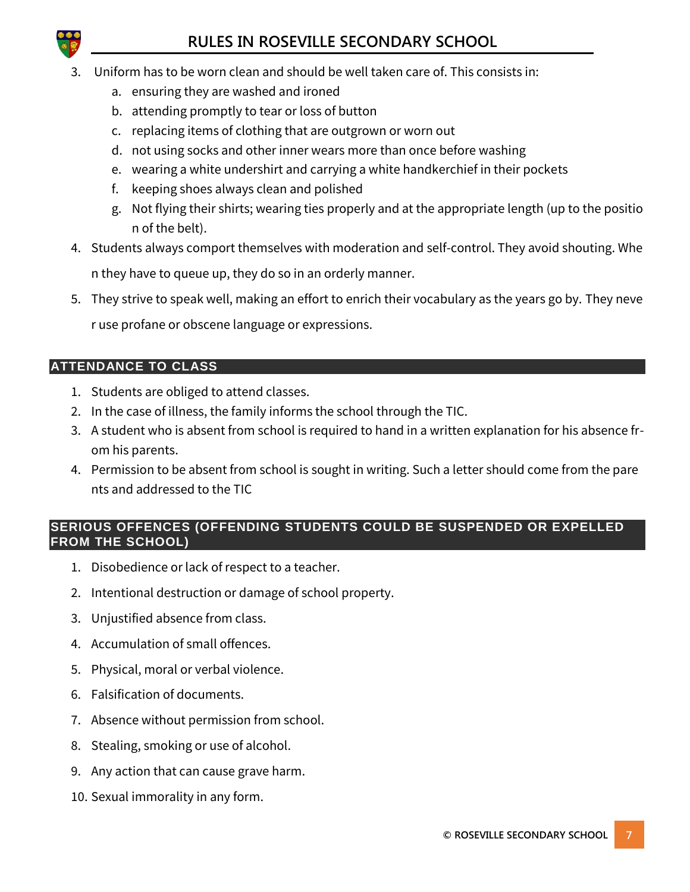3. Uniform has to be worn clean and should be well taken care of. This consists in:
    a. ensuring they are washed and ironed
    b. attending promptly to tear or loss of button
    c. replacing items of clothing that are outgrown or worn out
    d. not using socks and other inner wears more than once before washing
    e. wearing a white undershirt and carrying a white handkerchief in their pockets
    f. keeping shoes always clean and polished
    g. Not flying their shirts; wearing ties properly and at the appropriate length (up to the position of the belt).
4. Students always comport themselves with moderation and self-control. They avoid shouting. When they have to queue up, they do so in an orderly manner.
5. They strive to speak well, making an effort to enrich their vocabulary as the years go by. They never use profane or obscene language or expressions.

## ATTENDANCE TO CLASS

1. Students are obliged to attend classes.
2. In the case of illness, the family informs the school through the TIC.
3. A student who is absent from school is required to hand in a written explanation for his absence from his parents.
4. Permission to be absent from school is sought in writing. Such a letter should come from the parents and addressed to the TIC

## SERIOUS OFFENCES (OFFENDING STUDENTS COULD BE SUSPENDED OR EXPELLED FROM THE SCHOOL)

1. Disobedience or lack of respect to a teacher.
2. Intentional destruction or damage of school property.
3. Unjustified absence from class.
4. Accumulation of small offences.
5. Physical, moral or verbal violence.
6. Falsification of documents.
7. Absence without permission from school.
8. Stealing, smoking or use of alcohol.
9. Any action that can cause grave harm.
10. Sexual immorality in any form.